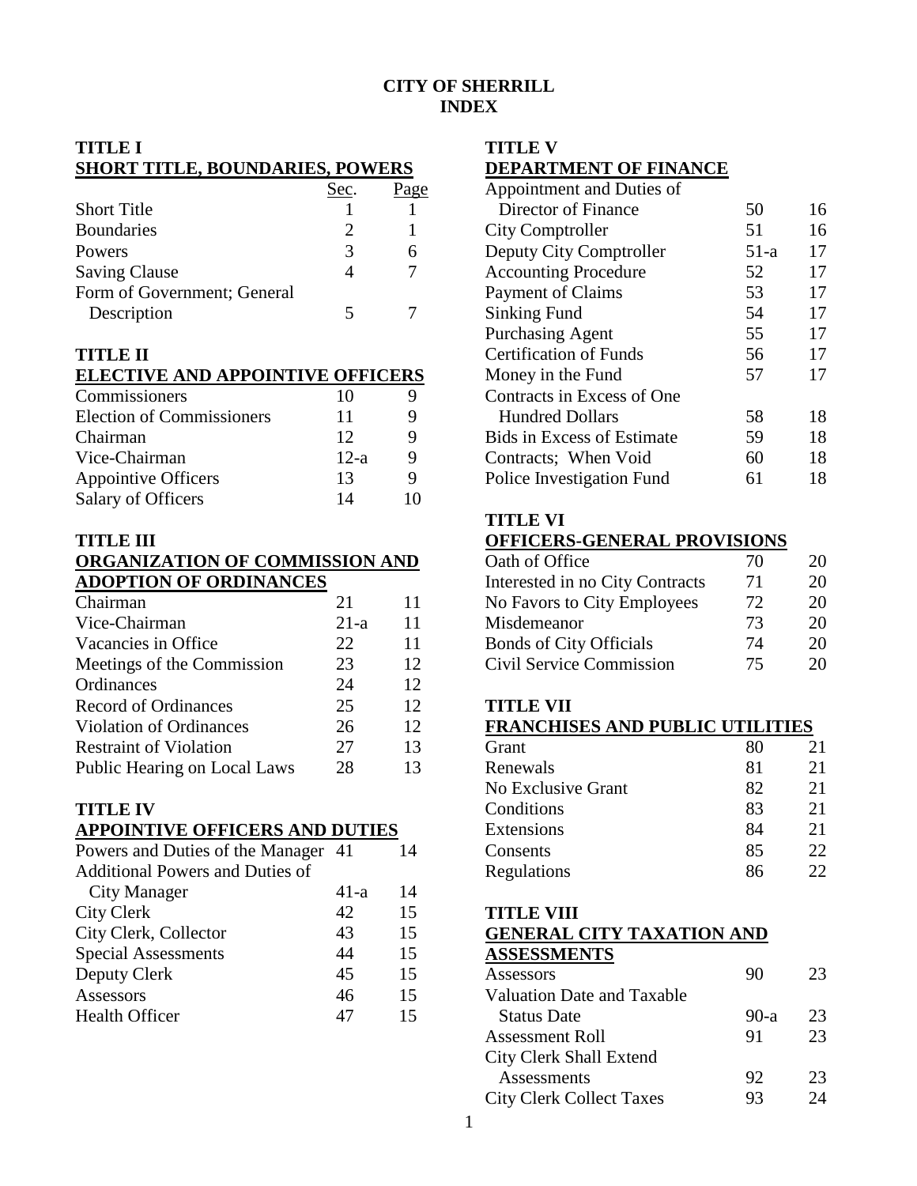# CITY OF SHERRILL
## INDEX

### TITLE I
### SHORT TITLE, BOUNDARIES, POWERS

| | Sec. | Page |
|---|---|---|
| Short Title | 1 | 1 |
| Boundaries | 2 | 1 |
| Powers | 3 | 6 |
| Saving Clause | 4 | 7 |
| Form of Government; General Description | 5 | 7 |

### TITLE II
### ELECTIVE AND APPOINTIVE OFFICERS

| | Sec. | Page |
|---|---|---|
| Commissioners | 10 | 9 |
| Election of Commissioners | 11 | 9 |
| Chairman | 12 | 9 |
| Vice-Chairman | 12-a | 9 |
| Appointive Officers | 13 | 9 |
| Salary of Officers | 14 | 10 |

### TITLE III
### ORGANIZATION OF COMMISSION AND ADOPTION OF ORDINANCES

| | Sec. | Page |
|---|---|---|
| Chairman | 21 | 11 |
| Vice-Chairman | 21-a | 11 |
| Vacancies in Office | 22 | 11 |
| Meetings of the Commission | 23 | 12 |
| Ordinances | 24 | 12 |
| Record of Ordinances | 25 | 12 |
| Violation of Ordinances | 26 | 12 |
| Restraint of Violation | 27 | 13 |
| Public Hearing on Local Laws | 28 | 13 |

### TITLE IV
### APPOINTIVE OFFICERS AND DUTIES

| | Sec. | Page |
|---|---|---|
| Powers and Duties of the Manager | 41 | 14 |
| Additional Powers and Duties of City Manager | 41-a | 14 |
| City Clerk | 42 | 15 |
| City Clerk, Collector | 43 | 15 |
| Special Assessments | 44 | 15 |
| Deputy Clerk | 45 | 15 |
| Assessors | 46 | 15 |
| Health Officer | 47 | 15 |

### TITLE V
### DEPARTMENT OF FINANCE

| | Sec. | Page |
|---|---|---|
| Appointment and Duties of Director of Finance | 50 | 16 |
| City Comptroller | 51 | 16 |
| Deputy City Comptroller | 51-a | 17 |
| Accounting Procedure | 52 | 17 |
| Payment of Claims | 53 | 17 |
| Sinking Fund | 54 | 17 |
| Purchasing Agent | 55 | 17 |
| Certification of Funds | 56 | 17 |
| Money in the Fund | 57 | 17 |
| Contracts in Excess of One Hundred Dollars | 58 | 18 |
| Bids in Excess of Estimate | 59 | 18 |
| Contracts; When Void | 60 | 18 |
| Police Investigation Fund | 61 | 18 |

### TITLE VI
### OFFICERS-GENERAL PROVISIONS

| | Sec. | Page |
|---|---|---|
| Oath of Office | 70 | 20 |
| Interested in no City Contracts | 71 | 20 |
| No Favors to City Employees | 72 | 20 |
| Misdemeanor | 73 | 20 |
| Bonds of City Officials | 74 | 20 |
| Civil Service Commission | 75 | 20 |

### TITLE VII
### FRANCHISES AND PUBLIC UTILITIES

| | Sec. | Page |
|---|---|---|
| Grant | 80 | 21 |
| Renewals | 81 | 21 |
| No Exclusive Grant | 82 | 21 |
| Conditions | 83 | 21 |
| Extensions | 84 | 21 |
| Consents | 85 | 22 |
| Regulations | 86 | 22 |

### TITLE VIII
### GENERAL CITY TAXATION AND ASSESSMENTS

| | Sec. | Page |
|---|---|---|
| Assessors | 90 | 23 |
| Valuation Date and Taxable Status Date | 90-a | 23 |
| Assessment Roll | 91 | 23 |
| City Clerk Shall Extend Assessments | 92 | 23 |
| City Clerk Collect Taxes | 93 | 24 |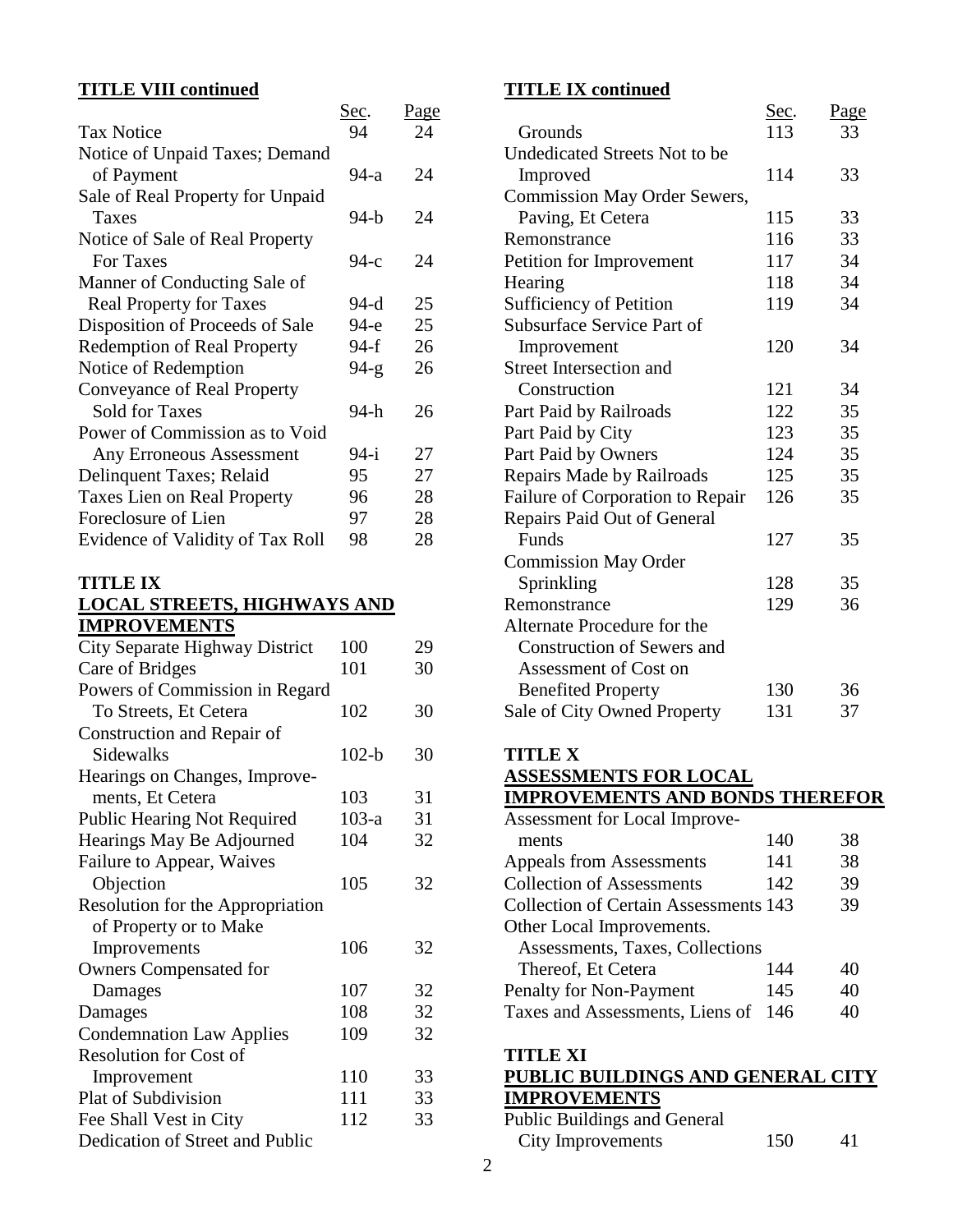## TITLE VIII continued

| | Sec. | Page |
|---|---|---|
| Tax Notice | 94 | 24 |
| Notice of Unpaid Taxes; Demand of Payment | 94-a | 24 |
| Sale of Real Property for Unpaid Taxes | 94-b | 24 |
| Notice of Sale of Real Property For Taxes | 94-c | 24 |
| Manner of Conducting Sale of Real Property for Taxes | 94-d | 25 |
| Disposition of Proceeds of Sale | 94-e | 25 |
| Redemption of Real Property | 94-f | 26 |
| Notice of Redemption | 94-g | 26 |
| Conveyance of Real Property Sold for Taxes | 94-h | 26 |
| Power of Commission as to Void Any Erroneous Assessment | 94-i | 27 |
| Delinquent Taxes; Relaid | 95 | 27 |
| Taxes Lien on Real Property | 96 | 28 |
| Foreclosure of Lien | 97 | 28 |
| Evidence of Validity of Tax Roll | 98 | 28 |

## TITLE IX
## LOCAL STREETS, HIGHWAYS AND IMPROVEMENTS

| | Sec. | Page |
|---|---|---|
| City Separate Highway District | 100 | 29 |
| Care of Bridges | 101 | 30 |
| Powers of Commission in Regard To Streets, Et Cetera | 102 | 30 |
| Construction and Repair of Sidewalks | 102-b | 30 |
| Hearings on Changes, Improvements, Et Cetera | 103 | 31 |
| Public Hearing Not Required | 103-a | 31 |
| Hearings May Be Adjourned | 104 | 32 |
| Failure to Appear, Waives Objection | 105 | 32 |
| Resolution for the Appropriation of Property or to Make Improvements | 106 | 32 |
| Owners Compensated for Damages | 107 | 32 |
| Damages | 108 | 32 |
| Condemnation Law Applies | 109 | 32 |
| Resolution for Cost of Improvement | 110 | 33 |
| Plat of Subdivision | 111 | 33 |
| Fee Shall Vest in City | 112 | 33 |
| Dedication of Street and Public Grounds | 113 | 33 |

## TITLE IX continued

| | Sec. | Page |
|---|---|---|
| Undedicated Streets Not to be Improved | 114 | 33 |
| Commission May Order Sewers, Paving, Et Cetera | 115 | 33 |
| Remonstrance | 116 | 33 |
| Petition for Improvement | 117 | 34 |
| Hearing | 118 | 34 |
| Sufficiency of Petition | 119 | 34 |
| Subsurface Service Part of Improvement | 120 | 34 |
| Street Intersection and Construction | 121 | 34 |
| Part Paid by Railroads | 122 | 35 |
| Part Paid by City | 123 | 35 |
| Part Paid by Owners | 124 | 35 |
| Repairs Made by Railroads | 125 | 35 |
| Failure of Corporation to Repair | 126 | 35 |
| Repairs Paid Out of General Funds | 127 | 35 |
| Commission May Order Sprinkling | 128 | 35 |
| Remonstrance | 129 | 36 |
| Alternate Procedure for the Construction of Sewers and Assessment of Cost on Benefited Property | 130 | 36 |
| Sale of City Owned Property | 131 | 37 |

## TITLE X
## ASSESSMENTS FOR LOCAL IMPROVEMENTS AND BONDS THEREFOR

| | Sec. | Page |
|---|---|---|
| Assessment for Local Improvements | 140 | 38 |
| Appeals from Assessments | 141 | 38 |
| Collection of Assessments | 142 | 39 |
| Collection of Certain Assessments | 143 | 39 |
| Other Local Improvements. Assessments, Taxes, Collections Thereof, Et Cetera | 144 | 40 |
| Penalty for Non-Payment | 145 | 40 |
| Taxes and Assessments, Liens of | 146 | 40 |

## TITLE XI
## PUBLIC BUILDINGS AND GENERAL CITY IMPROVEMENTS

| | Sec. | Page |
|---|---|---|
| Public Buildings and General City Improvements | 150 | 41 |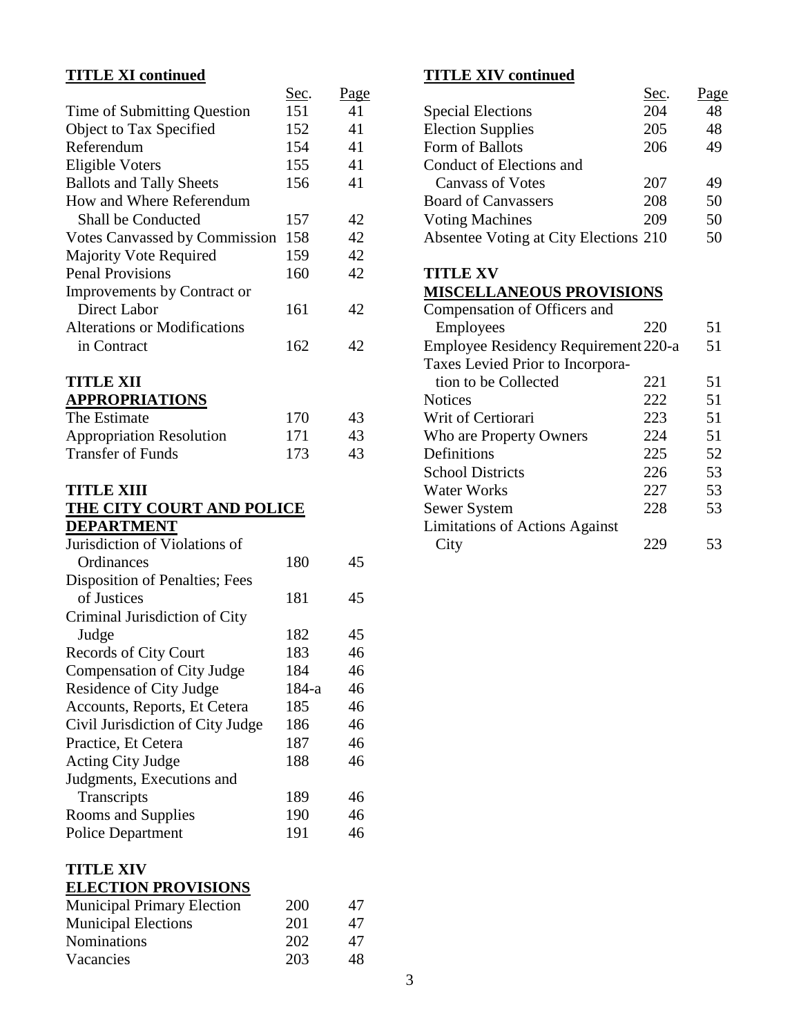**TITLE XI continued**

| | Sec. | Page |
|---|---|---|
| Time of Submitting Question | 151 | 41 |
| Object to Tax Specified | 152 | 41 |
| Referendum | 154 | 41 |
| Eligible Voters | 155 | 41 |
| Ballots and Tally Sheets | 156 | 41 |
| How and Where Referendum Shall be Conducted | 157 | 42 |
| Votes Canvassed by Commission | 158 | 42 |
| Majority Vote Required | 159 | 42 |
| Penal Provisions | 160 | 42 |
| Improvements by Contract or Direct Labor | 161 | 42 |
| Alterations or Modifications in Contract | 162 | 42 |

**TITLE XII**

**APPROPRIATIONS**

| | | |
|---|---|---|
| The Estimate | 170 | 43 |
| Appropriation Resolution | 171 | 43 |
| Transfer of Funds | 173 | 43 |

**TITLE XIII**

**THE CITY COURT AND POLICE DEPARTMENT**

| | | |
|---|---|---|
| Jurisdiction of Violations of Ordinances | 180 | 45 |
| Disposition of Penalties; Fees of Justices | 181 | 45 |
| Criminal Jurisdiction of City Judge | 182 | 45 |
| Records of City Court | 183 | 46 |
| Compensation of City Judge | 184 | 46 |
| Residence of City Judge | 184-a | 46 |
| Accounts, Reports, Et Cetera | 185 | 46 |
| Civil Jurisdiction of City Judge | 186 | 46 |
| Practice, Et Cetera | 187 | 46 |
| Acting City Judge | 188 | 46 |
| Judgments, Executions and Transcripts | 189 | 46 |
| Rooms and Supplies | 190 | 46 |
| Police Department | 191 | 46 |

**TITLE XIV**

**ELECTION PROVISIONS**

| | | |
|---|---|---|
| Municipal Primary Election | 200 | 47 |
| Municipal Elections | 201 | 47 |
| Nominations | 202 | 47 |
| Vacancies | 203 | 48 |

**TITLE XIV continued**

| | Sec. | Page |
|---|---|---|
| Special Elections | 204 | 48 |
| Election Supplies | 205 | 48 |
| Form of Ballots | 206 | 49 |
| Conduct of Elections and Canvass of Votes | 207 | 49 |
| Board of Canvassers | 208 | 50 |
| Voting Machines | 209 | 50 |
| Absentee Voting at City Elections | 210 | 50 |

**TITLE XV**

**MISCELLANEOUS PROVISIONS**

| | | |
|---|---|---|
| Compensation of Officers and Employees | 220 | 51 |
| Employee Residency Requirement | 220-a | 51 |
| Taxes Levied Prior to Incorporation to be Collected | 221 | 51 |
| Notices | 222 | 51 |
| Writ of Certiorari | 223 | 51 |
| Who are Property Owners | 224 | 51 |
| Definitions | 225 | 52 |
| School Districts | 226 | 53 |
| Water Works | 227 | 53 |
| Sewer System | 228 | 53 |
| Limitations of Actions Against City | 229 | 53 |